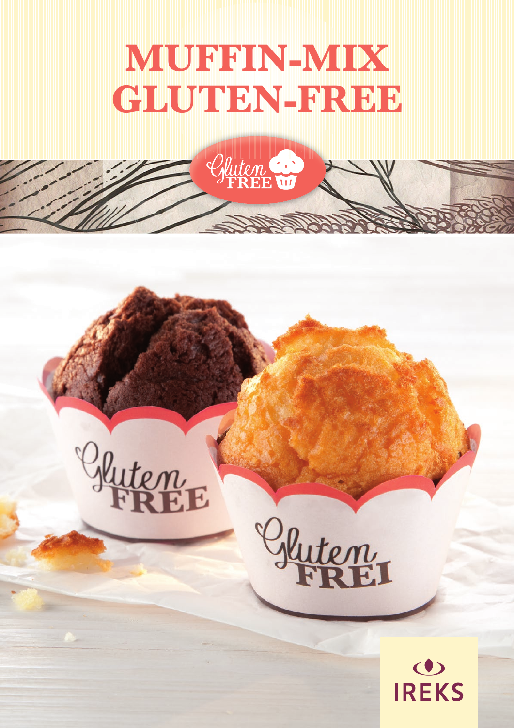# MUFFIN-MIX GLUTEN-FREE

Gluten FREE

Gluten FREE

Gluten FREI

IREKS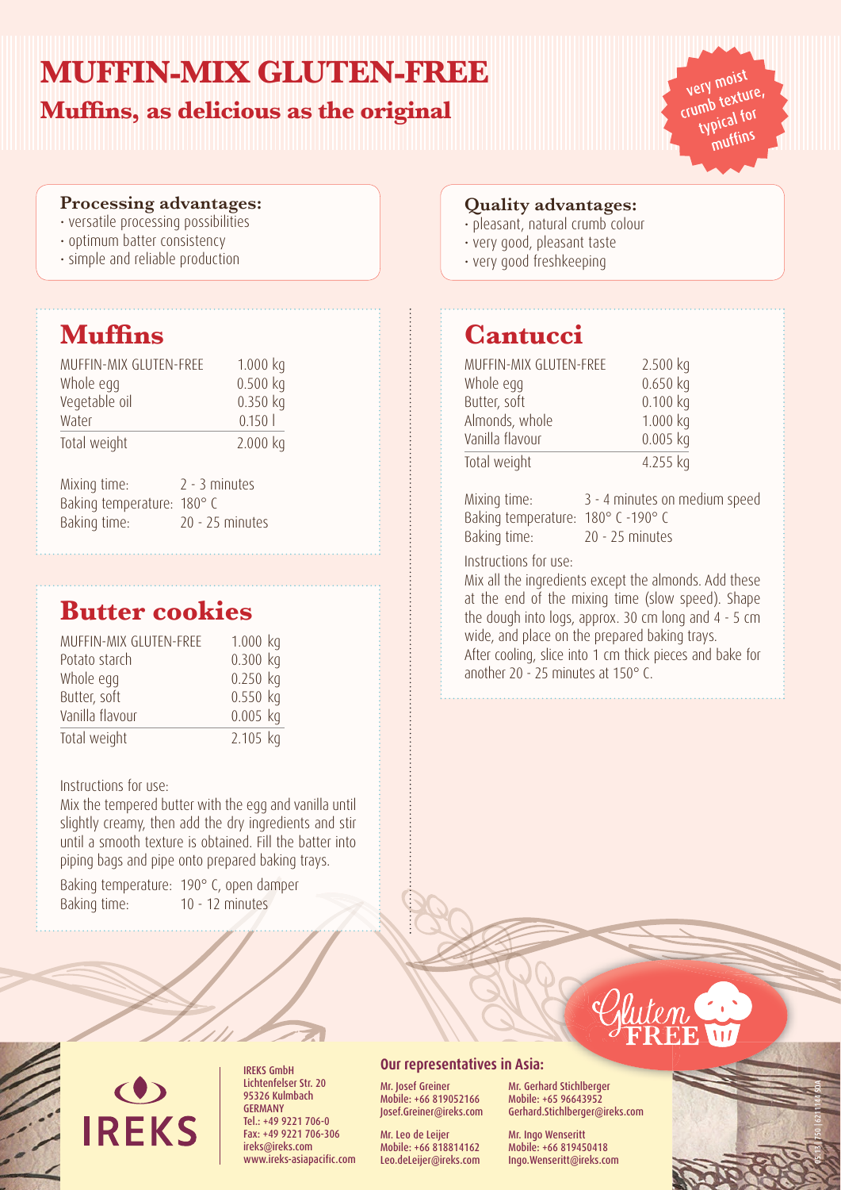# MUFFIN-MIX GLUTEN-FREE

## Muffins, as delicious as the original

very moist crumb texture, typical for muffins

**Processing advantages:**

- versatile processing possibilities
- optimum batter consistency
- simple and reliable production

**Quality advantages:**

- pleasant, natural crumb colour
- very good, pleasant taste
- very good freshkeeping

## Muffins

| | |
|---|---|
| MUFFIN-MIX GLUTEN-FREE | 1.000 kg |
| Whole egg | 0.500 kg |
| Vegetable oil | 0.350 kg |
| Water | 0.150 l |
| Total weight | 2.000 kg |

Mixing time: 2 - 3 minutes
Baking temperature: 180° C
Baking time: 20 - 25 minutes

## Butter cookies

| | |
|---|---|
| MUFFIN-MIX GLUTEN-FREE | 1.000 kg |
| Potato starch | 0.300 kg |
| Whole egg | 0.250 kg |
| Butter, soft | 0.550 kg |
| Vanilla flavour | 0.005 kg |
| Total weight | 2.105 kg |

Instructions for use:

Mix the tempered butter with the egg and vanilla until slightly creamy, then add the dry ingredients and stir until a smooth texture is obtained. Fill the batter into piping bags and pipe onto prepared baking trays.

Baking temperature: 190° C, open damper
Baking time: 10 - 12 minutes

## Cantucci

| | |
|---|---|
| MUFFIN-MIX GLUTEN-FREE | 2.500 kg |
| Whole egg | 0.650 kg |
| Butter, soft | 0.100 kg |
| Almonds, whole | 1.000 kg |
| Vanilla flavour | 0.005 kg |
| Total weight | 4.255 kg |

Mixing time: 3 - 4 minutes on medium speed
Baking temperature: 180° C -190° C
Baking time: 20 - 25 minutes

Instructions for use:

Mix all the ingredients except the almonds. Add these at the end of the mixing time (slow speed). Shape the dough into logs, approx. 30 cm long and 4 - 5 cm wide, and place on the prepared baking trays.
After cooling, slice into 1 cm thick pieces and bake for another 20 - 25 minutes at 150° C.

Gluten FREE

IREKS

IREKS GmbH
Lichtenfelser Str. 20
95326 Kulmbach
GERMANY
Tel.: +49 9221 706-0
Fax: +49 9221 706-306
ireks@ireks.com
www.ireks-asiapacific.com

**Our representatives in Asia:**

Mr. Josef Greiner
Mobile: +66 819052166
Josef.Greiner@ireks.com

Mr. Leo de Leijer
Mobile: +66 818814162
Leo.deLeijer@ireks.com

Mr. Gerhard Stichlberger
Mobile: +65 96643952
Gerhard.Stichlberger@ireks.com

Mr. Ingo Wenseritt
Mobile: +66 819450418
Ingo.Wenseritt@ireks.com